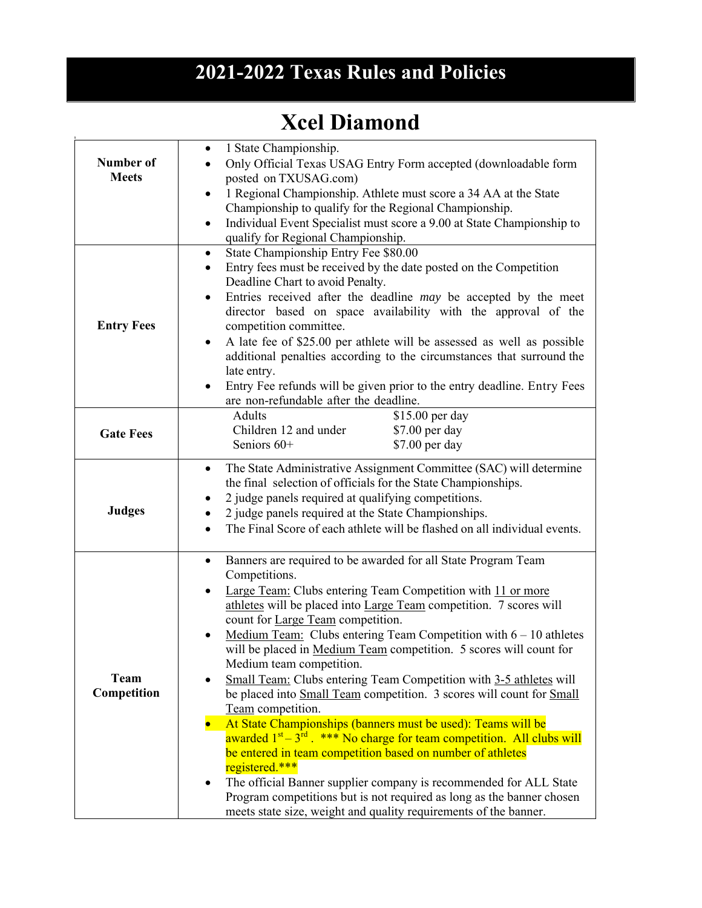# 2021-2022 Texas Rules and Policies

## Xcel Diamond

| | |
|---|---|
| **Number of Meets** | • 1 State Championship.<br>• Only Official Texas USAG Entry Form accepted (downloadable form posted on TXUSAG.com)<br>• 1 Regional Championship. Athlete must score a 34 AA at the State Championship to qualify for the Regional Championship.<br>• Individual Event Specialist must score a 9.00 at State Championship to qualify for Regional Championship. |
| **Entry Fees** | • State Championship Entry Fee $80.00<br>• Entry fees must be received by the date posted on the Competition Deadline Chart to avoid Penalty.<br>• Entries received after the deadline *may* be accepted by the meet director based on space availability with the approval of the competition committee.<br>• A late fee of $25.00 per athlete will be assessed as well as possible additional penalties according to the circumstances that surround the late entry.<br>• Entry Fee refunds will be given prior to the entry deadline. Entry Fees are non-refundable after the deadline. |
| **Gate Fees** | Adults $15.00 per day<br>Children 12 and under $7.00 per day<br>Seniors 60+ $7.00 per day |
| **Judges** | • The State Administrative Assignment Committee (SAC) will determine the final selection of officials for the State Championships.<br>• 2 judge panels required at qualifying competitions.<br>• 2 judge panels required at the State Championships.<br>• The Final Score of each athlete will be flashed on all individual events. |
| **Team Competition** | • Banners are required to be awarded for all State Program Team Competitions.<br>• Large Team: Clubs entering Team Competition with 11 or more athletes will be placed into Large Team competition. 7 scores will count for Large Team competition.<br>• Medium Team: Clubs entering Team Competition with 6 – 10 athletes will be placed in Medium Team competition. 5 scores will count for Medium team competition.<br>• Small Team: Clubs entering Team Competition with 3-5 athletes will be placed into Small Team competition. 3 scores will count for Small Team competition.<br>• At State Championships (banners must be used): Teams will be awarded 1st – 3rd. *** No charge for team competition. All clubs will be entered in team competition based on number of athletes registered.***<br>• The official Banner supplier company is recommended for ALL State Program competitions but is not required as long as the banner chosen meets state size, weight and quality requirements of the banner. |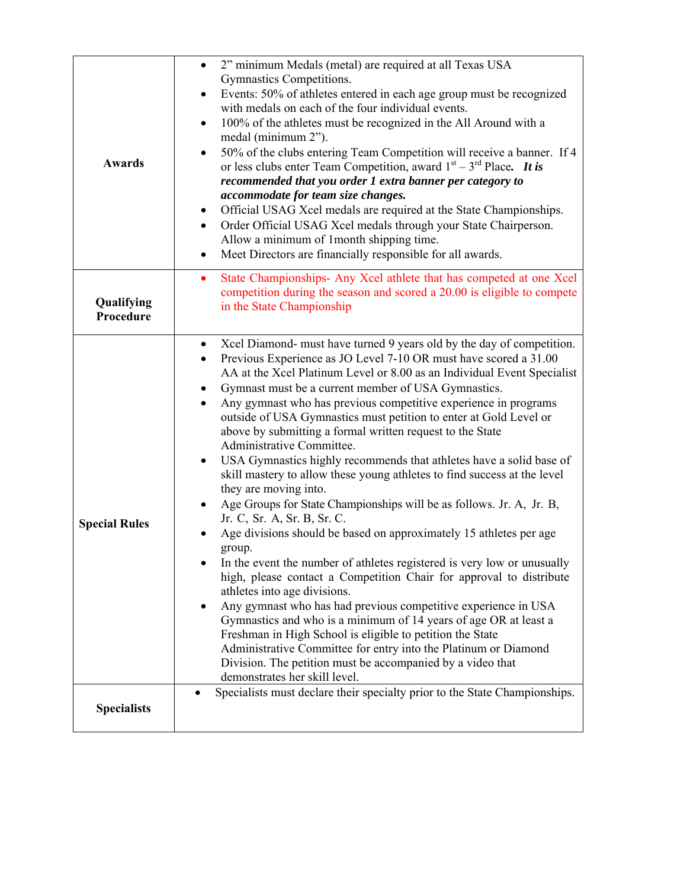| | |
|---|---|
| **Awards** | • 2" minimum Medals (metal) are required at all Texas USA Gymnastics Competitions.<br>• Events: 50% of athletes entered in each age group must be recognized with medals on each of the four individual events.<br>• 100% of the athletes must be recognized in the All Around with a medal (minimum 2").<br>• 50% of the clubs entering Team Competition will receive a banner. If 4 or less clubs enter Team Competition, award 1st – 3rd Place**.** ***It is recommended that you order 1 extra banner per category to accommodate for team size changes.***<br>• Official USAG Xcel medals are required at the State Championships.<br>• Order Official USAG Xcel medals through your State Chairperson. Allow a minimum of 1month shipping time.<br>• Meet Directors are financially responsible for all awards. |
| **Qualifying Procedure** | • State Championships- Any Xcel athlete that has competed at one Xcel competition during the season and scored a 20.00 is eligible to compete in the State Championship |
| **Special Rules** | • Xcel Diamond- must have turned 9 years old by the day of competition.<br>• Previous Experience as JO Level 7-10 OR must have scored a 31.00 AA at the Xcel Platinum Level or 8.00 as an Individual Event Specialist<br>• Gymnast must be a current member of USA Gymnastics.<br>• Any gymnast who has previous competitive experience in programs outside of USA Gymnastics must petition to enter at Gold Level or above by submitting a formal written request to the State Administrative Committee.<br>• USA Gymnastics highly recommends that athletes have a solid base of skill mastery to allow these young athletes to find success at the level they are moving into.<br>• Age Groups for State Championships will be as follows. Jr. A, Jr. B, Jr. C, Sr. A, Sr. B, Sr. C.<br>• Age divisions should be based on approximately 15 athletes per age group.<br>• In the event the number of athletes registered is very low or unusually high, please contact a Competition Chair for approval to distribute athletes into age divisions.<br>• Any gymnast who has had previous competitive experience in USA Gymnastics and who is a minimum of 14 years of age OR at least a Freshman in High School is eligible to petition the State Administrative Committee for entry into the Platinum or Diamond Division. The petition must be accompanied by a video that demonstrates her skill level. |
| **Specialists** | • Specialists must declare their specialty prior to the State Championships. |